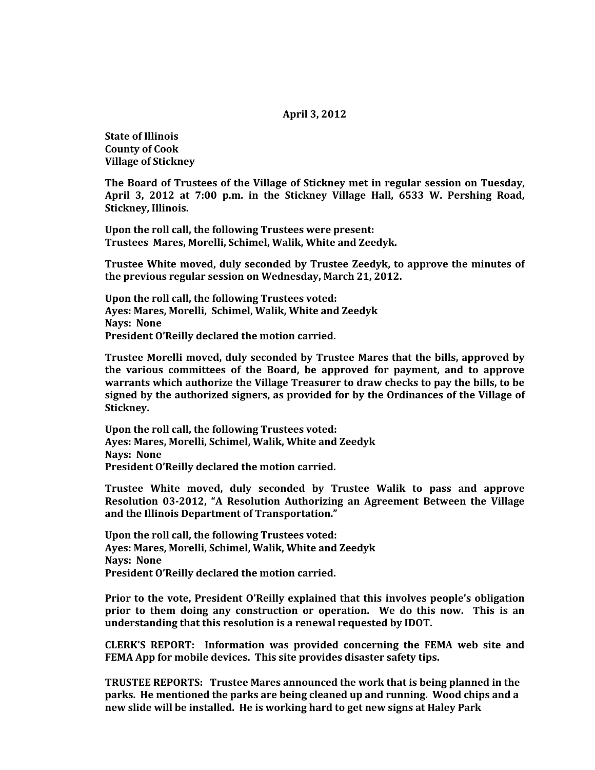**April 3, 2012**

**State of Illinois**
**County of Cook**
**Village of Stickney**

**The Board of Trustees of the Village of Stickney met in regular session on Tuesday, April 3, 2012 at 7:00 p.m. in the Stickney Village Hall, 6533 W. Pershing Road, Stickney, Illinois.**

**Upon the roll call, the following Trustees were present:**
**Trustees Mares, Morelli, Schimel, Walik, White and Zeedyk.**

**Trustee White moved, duly seconded by Trustee Zeedyk, to approve the minutes of the previous regular session on Wednesday, March 21, 2012.**

**Upon the roll call, the following Trustees voted:**
**Ayes: Mares, Morelli, Schimel, Walik, White and Zeedyk**
**Nays: None**
**President O'Reilly declared the motion carried.**

**Trustee Morelli moved, duly seconded by Trustee Mares that the bills, approved by the various committees of the Board, be approved for payment, and to approve warrants which authorize the Village Treasurer to draw checks to pay the bills, to be signed by the authorized signers, as provided for by the Ordinances of the Village of Stickney.**

**Upon the roll call, the following Trustees voted:**
**Ayes: Mares, Morelli, Schimel, Walik, White and Zeedyk**
**Nays: None**
**President O'Reilly declared the motion carried.**

**Trustee White moved, duly seconded by Trustee Walik to pass and approve Resolution 03-2012, "A Resolution Authorizing an Agreement Between the Village and the Illinois Department of Transportation."**

**Upon the roll call, the following Trustees voted:**
**Ayes: Mares, Morelli, Schimel, Walik, White and Zeedyk**
**Nays: None**
**President O'Reilly declared the motion carried.**

**Prior to the vote, President O'Reilly explained that this involves people's obligation prior to them doing any construction or operation. We do this now. This is an understanding that this resolution is a renewal requested by IDOT.**

**CLERK'S REPORT: Information was provided concerning the FEMA web site and FEMA App for mobile devices. This site provides disaster safety tips.**

**TRUSTEE REPORTS: Trustee Mares announced the work that is being planned in the parks. He mentioned the parks are being cleaned up and running. Wood chips and a new slide will be installed. He is working hard to get new signs at Haley Park**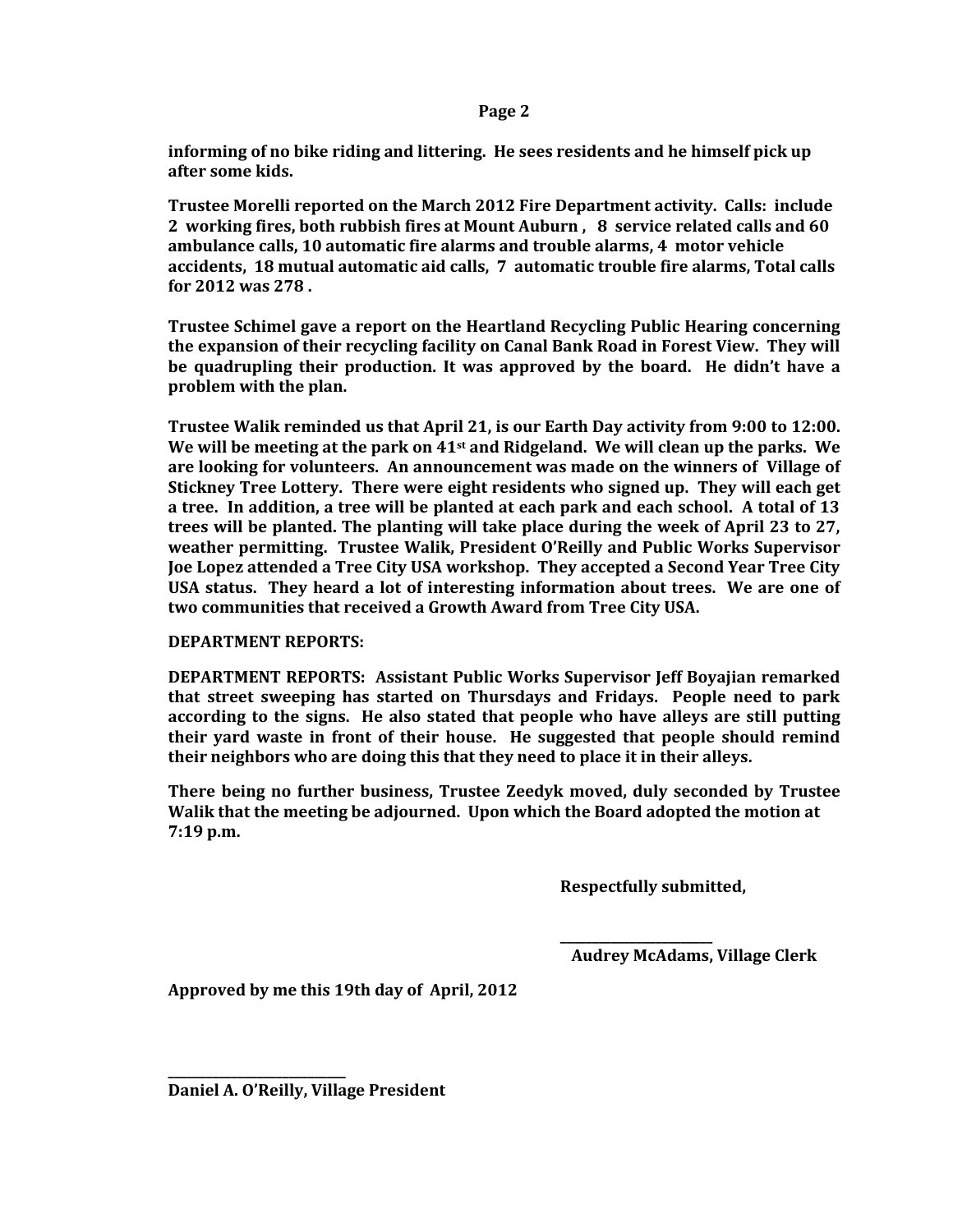**informing of no bike riding and littering. He sees residents and he himself pick up after some kids.**

**Trustee Morelli reported on the March 2012 Fire Department activity. Calls: include 2 working fires, both rubbish fires at Mount Auburn , 8 service related calls and 60 ambulance calls, 10 automatic fire alarms and trouble alarms, 4 motor vehicle accidents, 18 mutual automatic aid calls, 7 automatic trouble fire alarms, Total calls for 2012 was 278 .**

**Trustee Schimel gave a report on the Heartland Recycling Public Hearing concerning the expansion of their recycling facility on Canal Bank Road in Forest View. They will be quadrupling their production. It was approved by the board. He didn't have a problem with the plan.**

**Trustee Walik reminded us that April 21, is our Earth Day activity from 9:00 to 12:00. We will be meeting at the park on 41st and Ridgeland. We will clean up the parks. We are looking for volunteers. An announcement was made on the winners of Village of Stickney Tree Lottery. There were eight residents who signed up. They will each get a tree. In addition, a tree will be planted at each park and each school. A total of 13 trees will be planted. The planting will take place during the week of April 23 to 27, weather permitting. Trustee Walik, President O'Reilly and Public Works Supervisor Joe Lopez attended a Tree City USA workshop. They accepted a Second Year Tree City USA status. They heard a lot of interesting information about trees. We are one of two communities that received a Growth Award from Tree City USA.**

**DEPARTMENT REPORTS:**

**DEPARTMENT REPORTS: Assistant Public Works Supervisor Jeff Boyajian remarked that street sweeping has started on Thursdays and Fridays. People need to park according to the signs. He also stated that people who have alleys are still putting their yard waste in front of their house. He suggested that people should remind their neighbors who are doing this that they need to place it in their alleys.**

**There being no further business, Trustee Zeedyk moved, duly seconded by Trustee Walik that the meeting be adjourned. Upon which the Board adopted the motion at 7:19 p.m.**

**Respectfully submitted,**

**_______________________**
**Audrey McAdams, Village Clerk**

**Approved by me this 19th day of April, 2012**

**___________________________**
**Daniel A. O'Reilly, Village President**